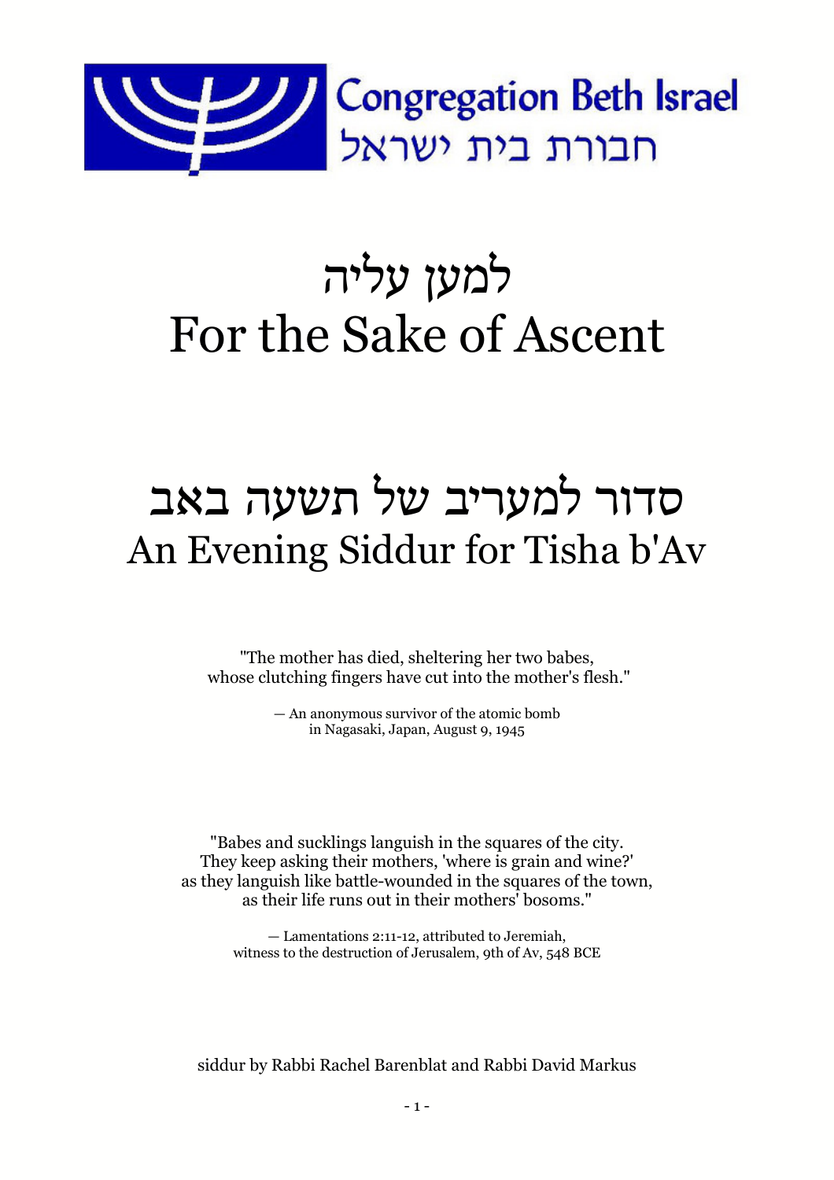Congregation Beth Israel
חבורת בית ישראל

# למען עליה
# For the Sake of Ascent

# סדור למעריב של תשעה באב
# An Evening Siddur for Tisha b'Av

"The mother has died, sheltering her two babes,
whose clutching fingers have cut into the mother's flesh."

— An anonymous survivor of the atomic bomb
in Nagasaki, Japan, August 9, 1945

"Babes and sucklings languish in the squares of the city.
They keep asking their mothers, 'where is grain and wine?'
as they languish like battle-wounded in the squares of the town,
as their life runs out in their mothers' bosoms."

— Lamentations 2:11-12, attributed to Jeremiah,
witness to the destruction of Jerusalem, 9th of Av, 548 BCE

siddur by Rabbi Rachel Barenblat and Rabbi David Markus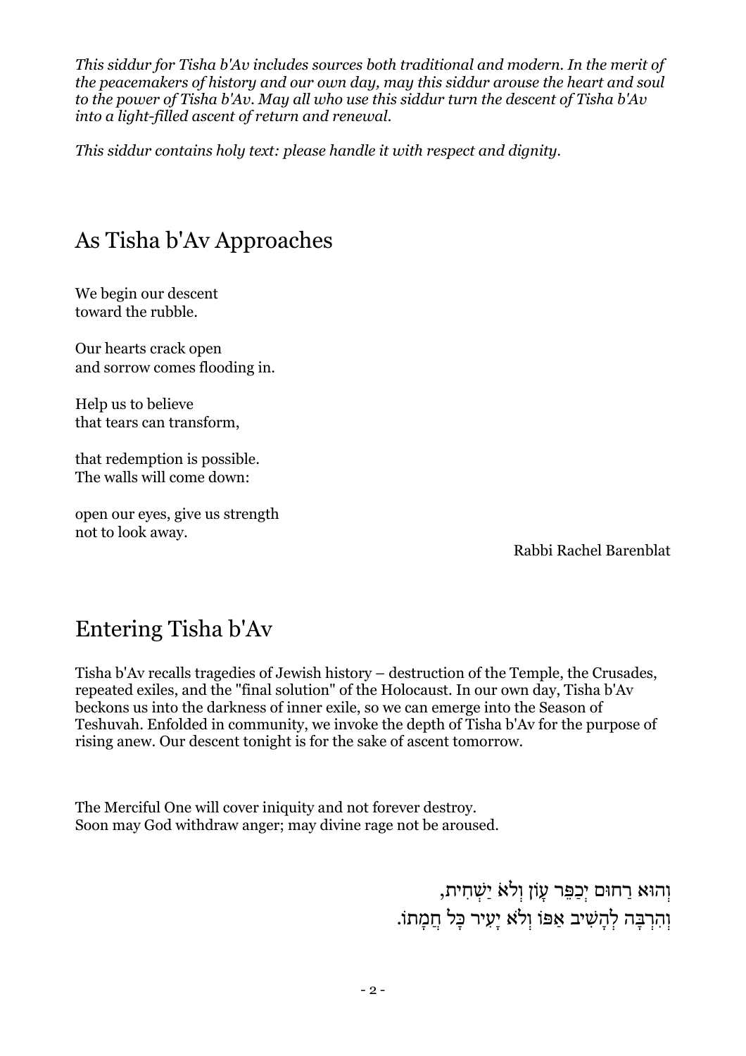*This siddur for Tisha b'Av includes sources both traditional and modern. In the merit of the peacemakers of history and our own day, may this siddur arouse the heart and soul to the power of Tisha b'Av. May all who use this siddur turn the descent of Tisha b'Av into a light-filled ascent of return and renewal.*

*This siddur contains holy text: please handle it with respect and dignity.*

## As Tisha b'Av Approaches

We begin our descent  
toward the rubble.

Our hearts crack open  
and sorrow comes flooding in.

Help us to believe  
that tears can transform,

that redemption is possible.  
The walls will come down:

open our eyes, give us strength  
not to look away.

Rabbi Rachel Barenblat

## Entering Tisha b'Av

Tisha b'Av recalls tragedies of Jewish history – destruction of the Temple, the Crusades, repeated exiles, and the "final solution" of the Holocaust. In our own day, Tisha b'Av beckons us into the darkness of inner exile, so we can emerge into the Season of Teshuvah. Enfolded in community, we invoke the depth of Tisha b'Av for the purpose of rising anew. Our descent tonight is for the sake of ascent tomorrow.

The Merciful One will cover iniquity and not forever destroy.  
Soon may God withdraw anger; may divine rage not be aroused.

וְהוּא רַחוּם יְכַפֵּר עָוֹן וְלֹא יַשְׁחִית,  
וְהִרְבָּה לְהָשִׁיב אַפּוֹ וְלֹא יָעִיר כָּל חֲמָתוֹ.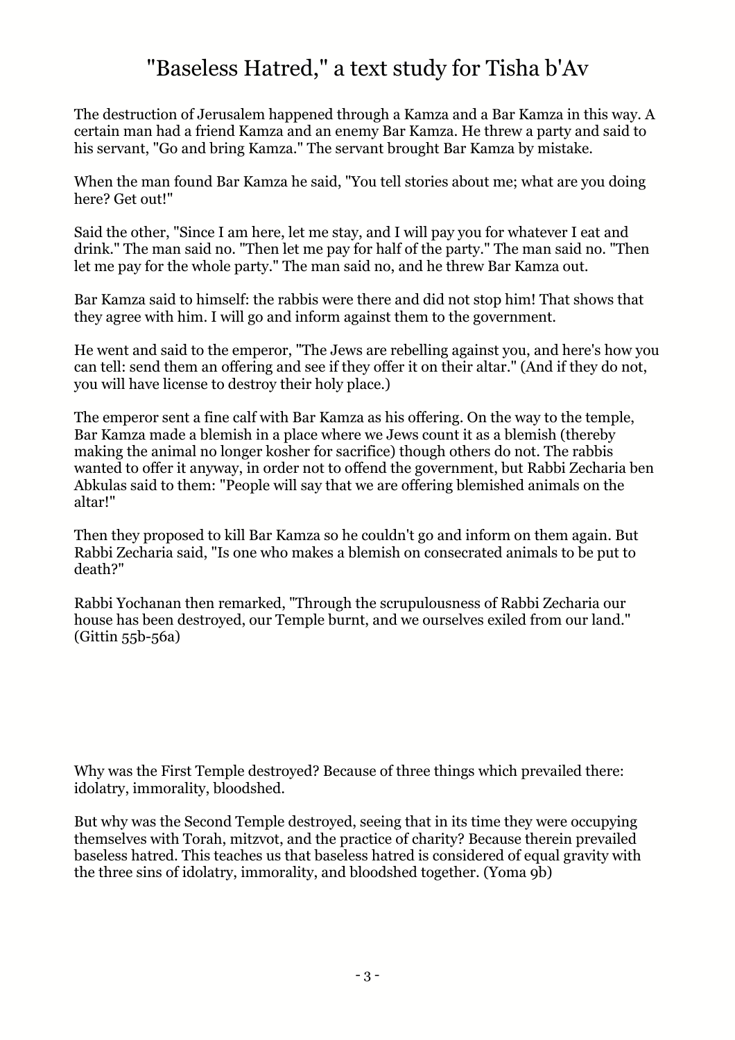# "Baseless Hatred," a text study for Tisha b'Av

The destruction of Jerusalem happened through a Kamza and a Bar Kamza in this way. A certain man had a friend Kamza and an enemy Bar Kamza. He threw a party and said to his servant, "Go and bring Kamza." The servant brought Bar Kamza by mistake.

When the man found Bar Kamza he said, "You tell stories about me; what are you doing here? Get out!"

Said the other, "Since I am here, let me stay, and I will pay you for whatever I eat and drink." The man said no. "Then let me pay for half of the party." The man said no. "Then let me pay for the whole party." The man said no, and he threw Bar Kamza out.

Bar Kamza said to himself: the rabbis were there and did not stop him! That shows that they agree with him. I will go and inform against them to the government.

He went and said to the emperor, "The Jews are rebelling against you, and here's how you can tell: send them an offering and see if they offer it on their altar." (And if they do not, you will have license to destroy their holy place.)

The emperor sent a fine calf with Bar Kamza as his offering. On the way to the temple, Bar Kamza made a blemish in a place where we Jews count it as a blemish (thereby making the animal no longer kosher for sacrifice) though others do not. The rabbis wanted to offer it anyway, in order not to offend the government, but Rabbi Zecharia ben Abkulas said to them: "People will say that we are offering blemished animals on the altar!"

Then they proposed to kill Bar Kamza so he couldn't go and inform on them again. But Rabbi Zecharia said, "Is one who makes a blemish on consecrated animals to be put to death?"

Rabbi Yochanan then remarked, "Through the scrupulousness of Rabbi Zecharia our house has been destroyed, our Temple burnt, and we ourselves exiled from our land." (Gittin 55b-56a)

Why was the First Temple destroyed? Because of three things which prevailed there: idolatry, immorality, bloodshed.

But why was the Second Temple destroyed, seeing that in its time they were occupying themselves with Torah, mitzvot, and the practice of charity? Because therein prevailed baseless hatred. This teaches us that baseless hatred is considered of equal gravity with the three sins of idolatry, immorality, and bloodshed together. (Yoma 9b)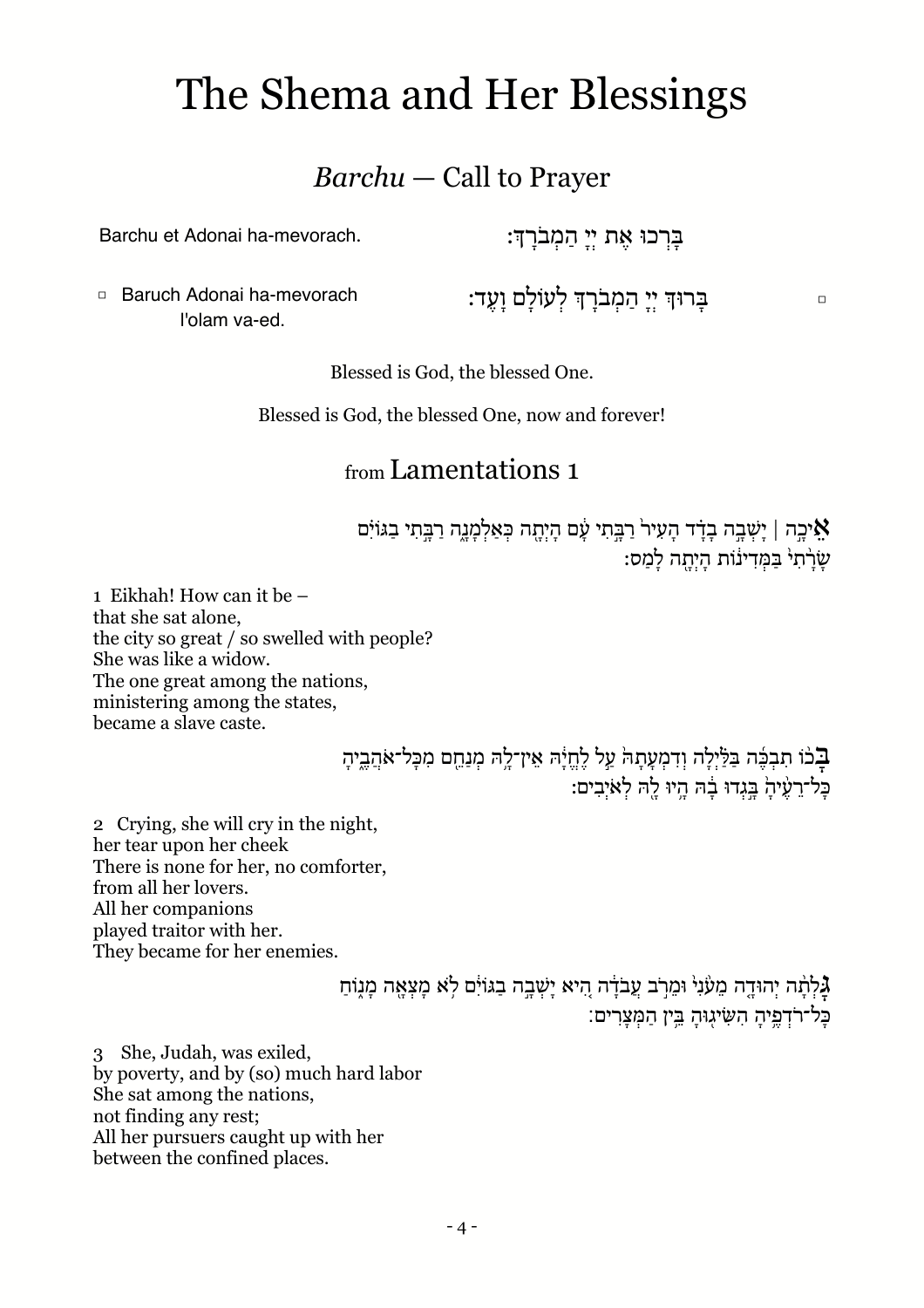# The Shema and Her Blessings

## *Barchu* — Call to Prayer

Barchu et Adonai ha-mevorach.

בָּרְכוּ אֶת יְיָ הַמְבֹרָךְ:

▫ Baruch Adonai ha-mevorach l'olam va-ed.

▫ בָּרוּךְ יְיָ הַמְבֹרָךְ לְעוֹלָם וָעֶד:

Blessed is God, the blessed One.

Blessed is God, the blessed One, now and forever!

## from Lamentations 1

אֵיכָה | יָשְׁבָה בָדָד הָעִיר֙ רַבָּ֣תִי עָ֔ם הָיְתָ֖ה כְּאַלְמָנָ֑ה רַבָּ֣תִי בַגּוֹיִ֗ם
שָׂרָ֙תִי֙ בַּמְּדִינ֔וֹת הָיְתָ֖ה לָמַֽס:

1 Eikhah! How can it be –
that she sat alone,
the city so great / so swelled with people?
She was like a widow.
The one great among the nations,
ministering among the states,
became a slave caste.

בָּכ֨וֹ תִבְכֶּ֜ה בַּלַּ֗יְלָה וְדִמְעָתָהּ֙ עַ֣ל לֶֽחֱיָ֔הּ אֵֽין־לָ֥הּ מְנַחֵ֖ם מִכָּל־אֹהֲבֶ֑יהָ
כָּל־רֵעֶ֙יהָ֙ בָּ֣גְדוּ בָ֔הּ הָ֥יוּ לָ֖הּ לְאֹיְבִֽים:

2 Crying, she will cry in the night,
her tear upon her cheek
There is none for her, no comforter,
from all her lovers.
All her companions
played traitor with her.
They became for her enemies.

גָּֽלְתָ֨ה יְהוּדָ֤ה מֵעֹ֙נִי֙ וּמֵרֹ֣ב עֲבֹדָ֔ה הִ֚יא יָשְׁבָ֣ה בַגּוֹיִ֔ם לֹ֥א מָצְאָ֖ה מָנ֑וֹחַ
כָּל־רֹדְפֶ֥יהָ הִשִּׂיג֖וּהָ בֵּ֥ין הַמְּצָרִֽים:

3 She, Judah, was exiled,
by poverty, and by (so) much hard labor
She sat among the nations,
not finding any rest;
All her pursuers caught up with her
between the confined places.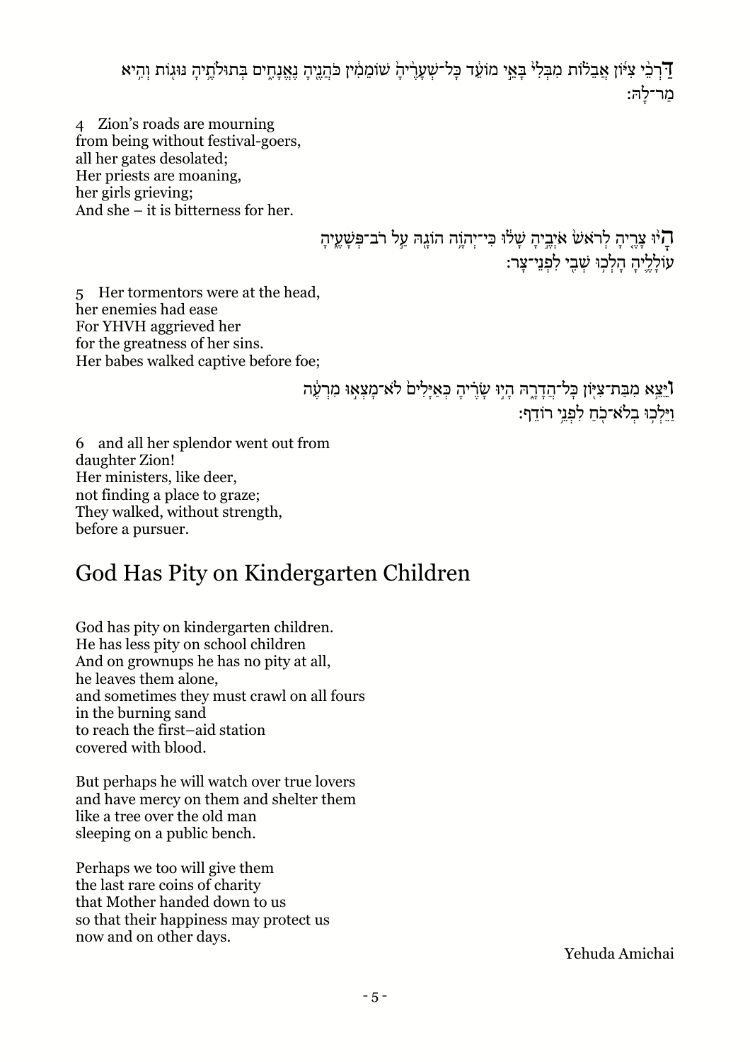דַּרְכֵ֨י צִיּ֜וֹן אֲבֵל֗וֹת מִבְּלִי֙ בָּאֵ֣י מוֹעֵ֔ד כָּל־שְׁעָרֶ֙יהָ֙ שֽׁוֹמֵמִ֔ין כֹּהֲנֶ֖יהָ נֶאֱנָחִ֑ים בְּתוּלֹתֶ֥יהָ נּוּג֖וֹת וְהִ֥יא מַר־לָֽהּ׃

4 Zion's roads are mourning
from being without festival-goers,
all her gates desolated;
Her priests are moaning,
her girls grieving;
And she – it is bitterness for her.

הָי֨וּ צָרֶ֤יהָ לְרֹאשׁ֙ אֹיְבֶ֣יהָ שָׁל֔וּ כִּֽי־יְהוָ֥ה הוֹגָ֖הּ עַ֣ל רֹב־פְּשָׁעֶ֑יהָ
עוֹלָלֶ֛יהָ הָלְכ֥וּ שְׁבִ֖י לִפְנֵי־צָֽר׃

5 Her tormentors were at the head,
her enemies had ease
For YHVH aggrieved her
for the greatness of her sins.
Her babes walked captive before foe;

וַיֵּצֵ֥א מִבַּת־צִיּ֖וֹן כָּל־הֲדָרָ֑הּ הָי֣וּ שָׂרֶ֗יהָ כְּאַיָּלִים֙ לֹא־מָצְא֣וּ מִרְעֶ֔ה
וַיֵּלְכ֥וּ בְלֹא־כֹ֖חַ לִפְנֵ֥י רוֹדֵֽף׃

6 and all her splendor went out from
daughter Zion!
Her ministers, like deer,
not finding a place to graze;
They walked, without strength,
before a pursuer.

## God Has Pity on Kindergarten Children

God has pity on kindergarten children.
He has less pity on school children
And on grownups he has no pity at all,
he leaves them alone,
and sometimes they must crawl on all fours
in the burning sand
to reach the first–aid station
covered with blood.

But perhaps he will watch over true lovers
and have mercy on them and shelter them
like a tree over the old man
sleeping on a public bench.

Perhaps we too will give them
the last rare coins of charity
that Mother handed down to us
so that their happiness may protect us
now and on other days.

Yehuda Amichai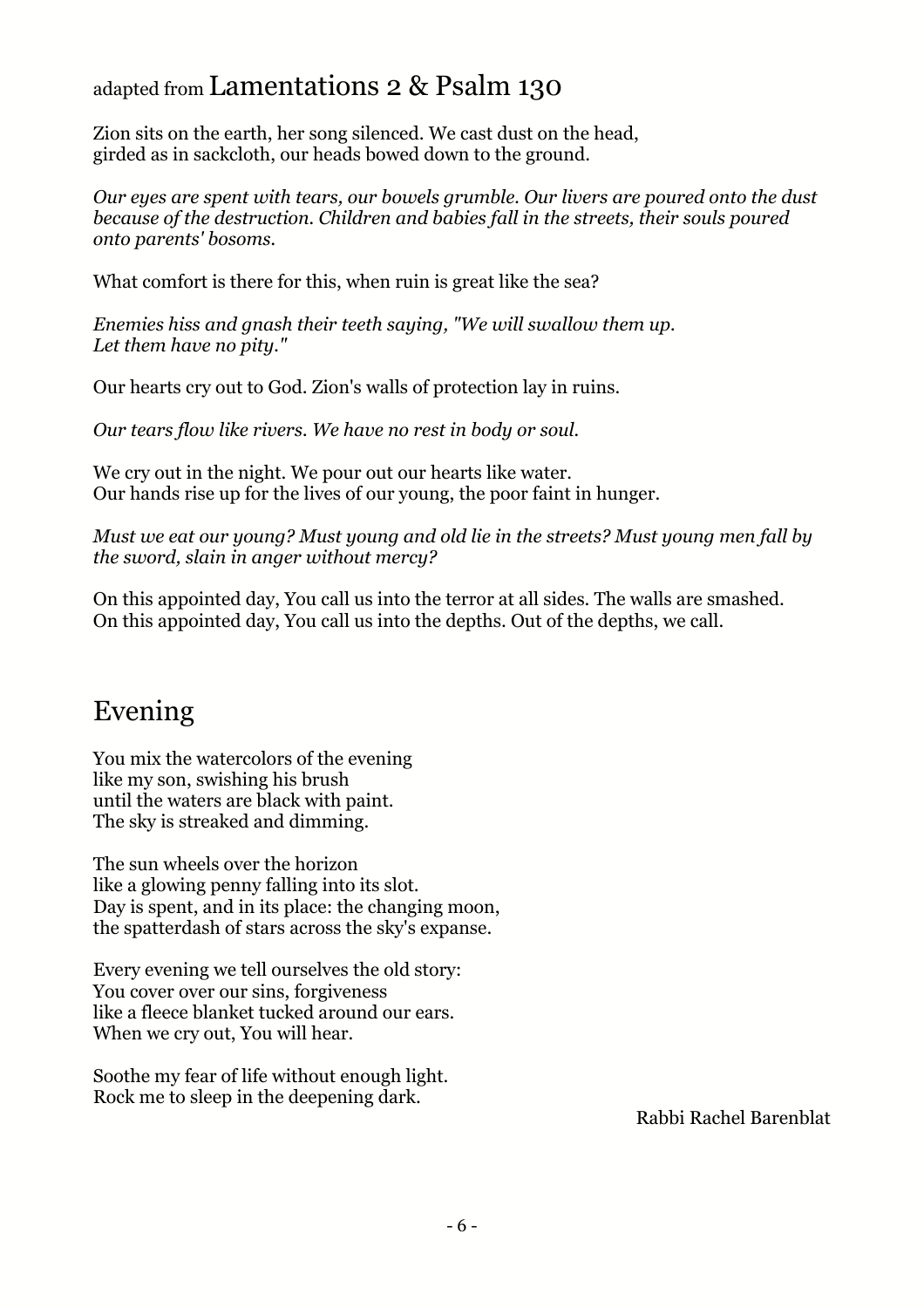## adapted from Lamentations 2 & Psalm 130

Zion sits on the earth, her song silenced. We cast dust on the head,
girded as in sackcloth, our heads bowed down to the ground.

*Our eyes are spent with tears, our bowels grumble. Our livers are poured onto the dust because of the destruction. Children and babies fall in the streets, their souls poured onto parents' bosoms.*

What comfort is there for this, when ruin is great like the sea?

*Enemies hiss and gnash their teeth saying, "We will swallow them up.
Let them have no pity."*

Our hearts cry out to God. Zion's walls of protection lay in ruins.

*Our tears flow like rivers. We have no rest in body or soul.*

We cry out in the night. We pour out our hearts like water.
Our hands rise up for the lives of our young, the poor faint in hunger.

*Must we eat our young? Must young and old lie in the streets? Must young men fall by the sword, slain in anger without mercy?*

On this appointed day, You call us into the terror at all sides. The walls are smashed.
On this appointed day, You call us into the depths. Out of the depths, we call.

## Evening

You mix the watercolors of the evening
like my son, swishing his brush
until the waters are black with paint.
The sky is streaked and dimming.

The sun wheels over the horizon
like a glowing penny falling into its slot.
Day is spent, and in its place: the changing moon,
the spatterdash of stars across the sky's expanse.

Every evening we tell ourselves the old story:
You cover over our sins, forgiveness
like a fleece blanket tucked around our ears.
When we cry out, You will hear.

Soothe my fear of life without enough light.
Rock me to sleep in the deepening dark.

Rabbi Rachel Barenblat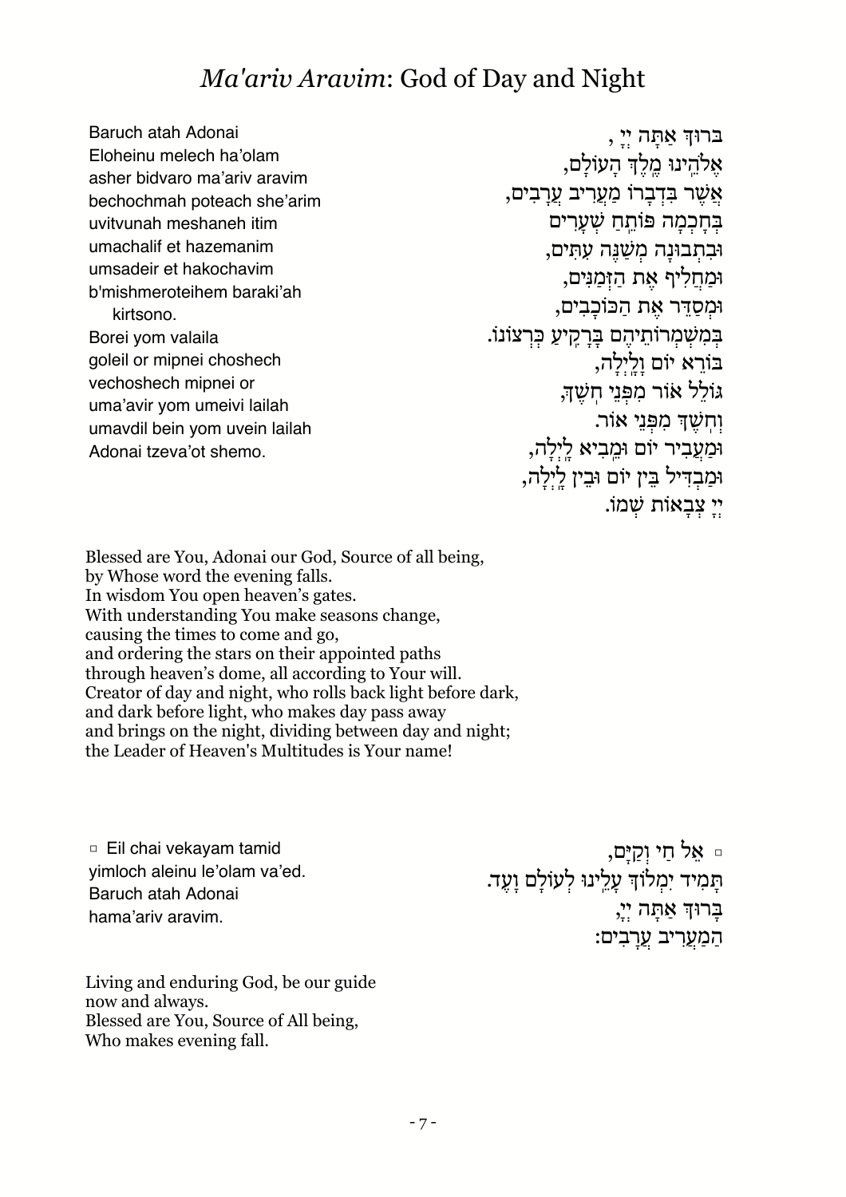# *Ma'ariv Aravim*: God of Day and Night

Baruch atah Adonai
Eloheinu melech ha'olam
asher bidvaro ma'ariv aravim
bechochmah poteach she'arim
uvitvunah meshaneh itim
umachalif et hazemanim
umsadeir et hakochavim
b'mishmeroteihem baraki'ah
kirtsono.
Borei yom valaila
goleil or mipnei choshech
vechoshech mipnei or
uma'avir yom umeivi lailah
umavdil bein yom uvein lailah
Adonai tzeva'ot shemo.

ברוּךְ אַתָּה יְיָ ,
אֱלֹהֵינוּ מֶלֶךְ הָעוֹלָם,
אֲשֶׁר בִּדְבָרוֹ מַעֲרִיב עֲרָבִים,
בְּחָכְמָה פּוֹתֵחַ שְׁעָרִים
וּבִתְבוּנָה מְשַׁנֶּה עִתִּים,
וּמַחֲלִיף אֶת הַזְּמַנִּים,
וּמְסַדֵּר אֶת הַכּוֹכָבִים,
בְּמִשְׁמְרוֹתֵיהֶם בָּרָקִיעַ כִּרְצוֹנוֹ.
בּוֹרֵא יוֹם וָלָיְלָה,
גּוֹלֵל אוֹר מִפְּנֵי חֹשֶׁךְ,
וְחֹשֶׁךְ מִפְּנֵי אוֹר.
וּמַעֲבִיר יוֹם וּמֵבִיא לָיְלָה,
וּמַבְדִּיל בֵּין יוֹם וּבֵין לָיְלָה,
יְיָ צְבָאוֹת שְׁמוֹ.

Blessed are You, Adonai our God, Source of all being,
by Whose word the evening falls.
In wisdom You open heaven's gates.
With understanding You make seasons change,
causing the times to come and go,
and ordering the stars on their appointed paths
through heaven's dome, all according to Your will.
Creator of day and night, who rolls back light before dark,
and dark before light, who makes day pass away
and brings on the night, dividing between day and night;
the Leader of Heaven's Multitudes is Your name!

▫ Eil chai vekayam tamid
yimloch aleinu le'olam va'ed.
Baruch atah Adonai
hama'ariv aravim.

▫ אֵל חַי וְקַיָּם,
תָּמִיד יִמְלוֹךְ עָלֵינוּ לְעוֹלָם וָעֶד.
בָּרוּךְ אַתָּה יְיָ,
הַמַּעֲרִיב עֲרָבִים:

Living and enduring God, be our guide
now and always.
Blessed are You, Source of All being,
Who makes evening fall.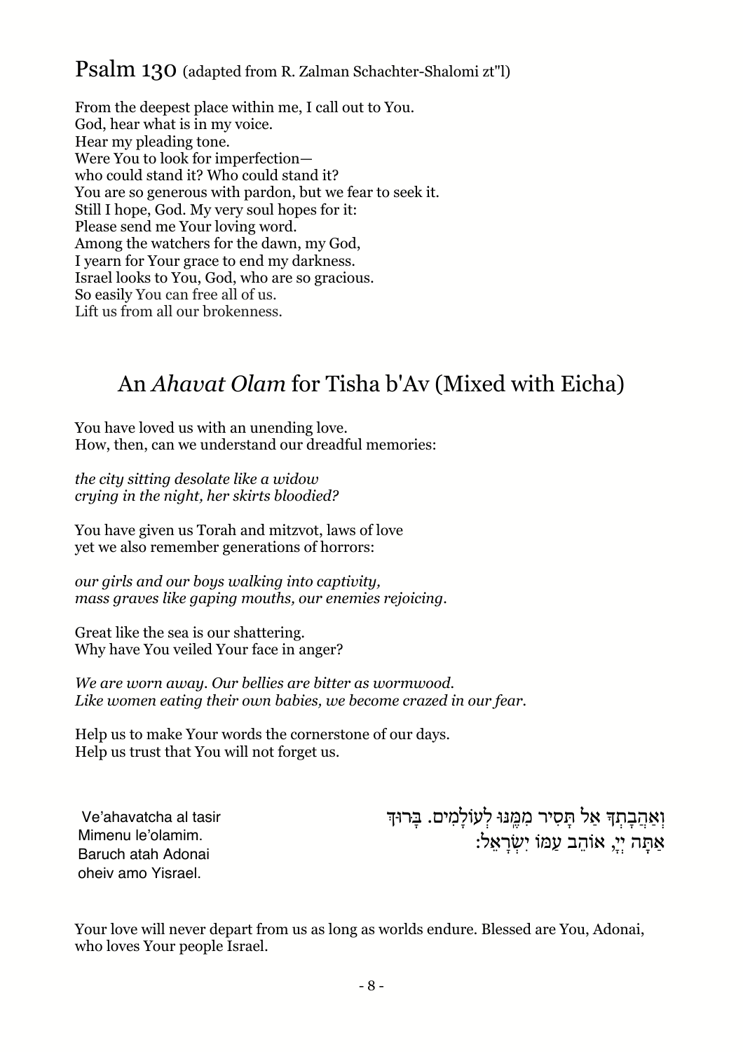## Psalm 130 (adapted from R. Zalman Schachter-Shalomi zt"l)

From the deepest place within me, I call out to You.
God, hear what is in my voice.
Hear my pleading tone.
Were You to look for imperfection—
who could stand it? Who could stand it?
You are so generous with pardon, but we fear to seek it.
Still I hope, God. My very soul hopes for it:
Please send me Your loving word.
Among the watchers for the dawn, my God,
I yearn for Your grace to end my darkness.
Israel looks to You, God, who are so gracious.
So easily You can free all of us.
Lift us from all our brokenness.

## An *Ahavat Olam* for Tisha b'Av (Mixed with Eicha)

You have loved us with an unending love.
How, then, can we understand our dreadful memories:

*the city sitting desolate like a widow*
*crying in the night, her skirts bloodied?*

You have given us Torah and mitzvot, laws of love
yet we also remember generations of horrors:

*our girls and our boys walking into captivity,*
*mass graves like gaping mouths, our enemies rejoicing.*

Great like the sea is our shattering.
Why have You veiled Your face in anger?

*We are worn away. Our bellies are bitter as wormwood.*
*Like women eating their own babies, we become crazed in our fear.*

Help us to make Your words the cornerstone of our days.
Help us trust that You will not forget us.

וְאַהֲבָתְךָ אַל תָּסִיר מִמֶּנּוּ לְעוֹלָמִים. בָּרוּךְ
אַתָּה יְיָ, אוֹהֵב עַמּוֹ יִשְׂרָאֵל:

Ve'ahavatcha al tasir
Mimenu le'olamim.
Baruch atah Adonai
oheiv amo Yisrael.

Your love will never depart from us as long as worlds endure. Blessed are You, Adonai, who loves Your people Israel.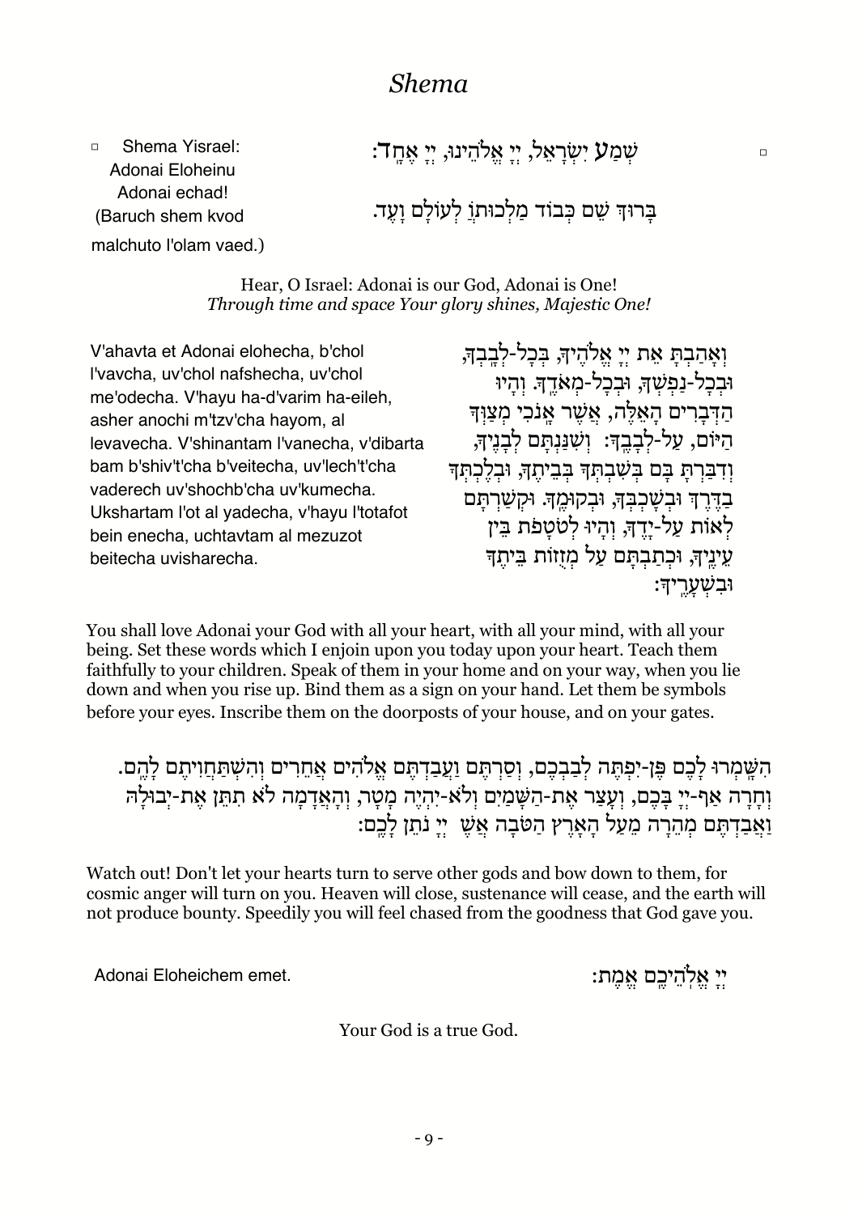# *Shema*

▫ Shema Yisrael: Adonai Eloheinu Adonai echad! (Baruch shem kvod malchuto l'olam vaed.)

▫ שְׁמַע יִשְׂרָאֵל, יְיָ אֱלֹהֵינוּ, יְיָ אֶחָד:

בָּרוּךְ שֵׁם כְּבוֹד מַלְכוּתוֹ לְעוֹלָם וָעֶד.

Hear, O Israel: Adonai is our God, Adonai is One!
*Through time and space Your glory shines, Majestic One!*

V'ahavta et Adonai elohecha, b'chol l'vavcha, uv'chol nafshecha, uv'chol me'odecha. V'hayu ha-d'varim ha-eileh, asher anochi m'tzv'cha hayom, al levavecha. V'shinantam l'vanecha, v'dibarta bam b'shiv't'cha b'veitecha, uv'lech't'cha vaderech uv'shochb'cha uv'kumecha. Ukshartam l'ot al yadecha, v'hayu l'totafot bein enecha, uchtavtam al mezuzot beitecha uvisharecha.

וְאָהַבְתָּ אֵת יְיָ אֱלֹהֶיךָ, בְּכָל-לְבָבְךָ, וּבְכָל-נַפְשְׁךָ, וּבְכָל-מְאֹדֶךָ. וְהָיוּ הַדְּבָרִים הָאֵלֶּה, אֲשֶׁר אָנֹכִי מְצַוְּךָ הַיּוֹם, עַל-לְבָבֶךָ: וְשִׁנַּנְתָּם לְבָנֶיךָ, וְדִבַּרְתָּ בָּם בְּשִׁבְתְּךָ בְּבֵיתֶךָ, וּבְלֶכְתְּךָ בַדֶּרֶךְ וּבְשָׁכְבְּךָ, וּבְקוּמֶךָ. וּקְשַׁרְתָּם לְאוֹת עַל-יָדֶךָ, וְהָיוּ לְטֹטָפֹת בֵּין עֵינֶיךָ, וּכְתַבְתָּם עַל מְזֻזוֹת בֵּיתֶךָ וּבִשְׁעָרֶיךָ:

You shall love Adonai your God with all your heart, with all your mind, with all your being. Set these words which I enjoin upon you today upon your heart. Teach them faithfully to your children. Speak of them in your home and on your way, when you lie down and when you rise up. Bind them as a sign on your hand. Let them be symbols before your eyes. Inscribe them on the doorposts of your house, and on your gates.

הִשָּׁמְרוּ לָכֶם פֶּן-יִפְתֶּה לְבַבְכֶם, וְסַרְתֶּם וַעֲבַדְתֶּם אֱלֹהִים אֲחֵרִים וְהִשְׁתַּחֲוִיתֶם לָהֶם. וְחָרָה אַף-יְיָ בָּכֶם, וְעָצַר אֶת-הַשָּׁמַיִם וְלֹא-יִהְיֶה מָטָר, וְהָאֲדָמָה לֹא תִתֵּן אֶת-יְבוּלָהּ וַאֲבַדְתֶּם מְהֵרָה מֵעַל הָאָרֶץ הַטֹּבָה אֲשֶׁ יְיָ נֹתֵן לָכֶם:

Watch out! Don't let your hearts turn to serve other gods and bow down to them, for cosmic anger will turn on you. Heaven will close, sustenance will cease, and the earth will not produce bounty. Speedily you will feel chased from the goodness that God gave you.

Adonai Eloheichem emet.

יְיָ אֱלֹהֵיכֶם אֱמֶת:

Your God is a true God.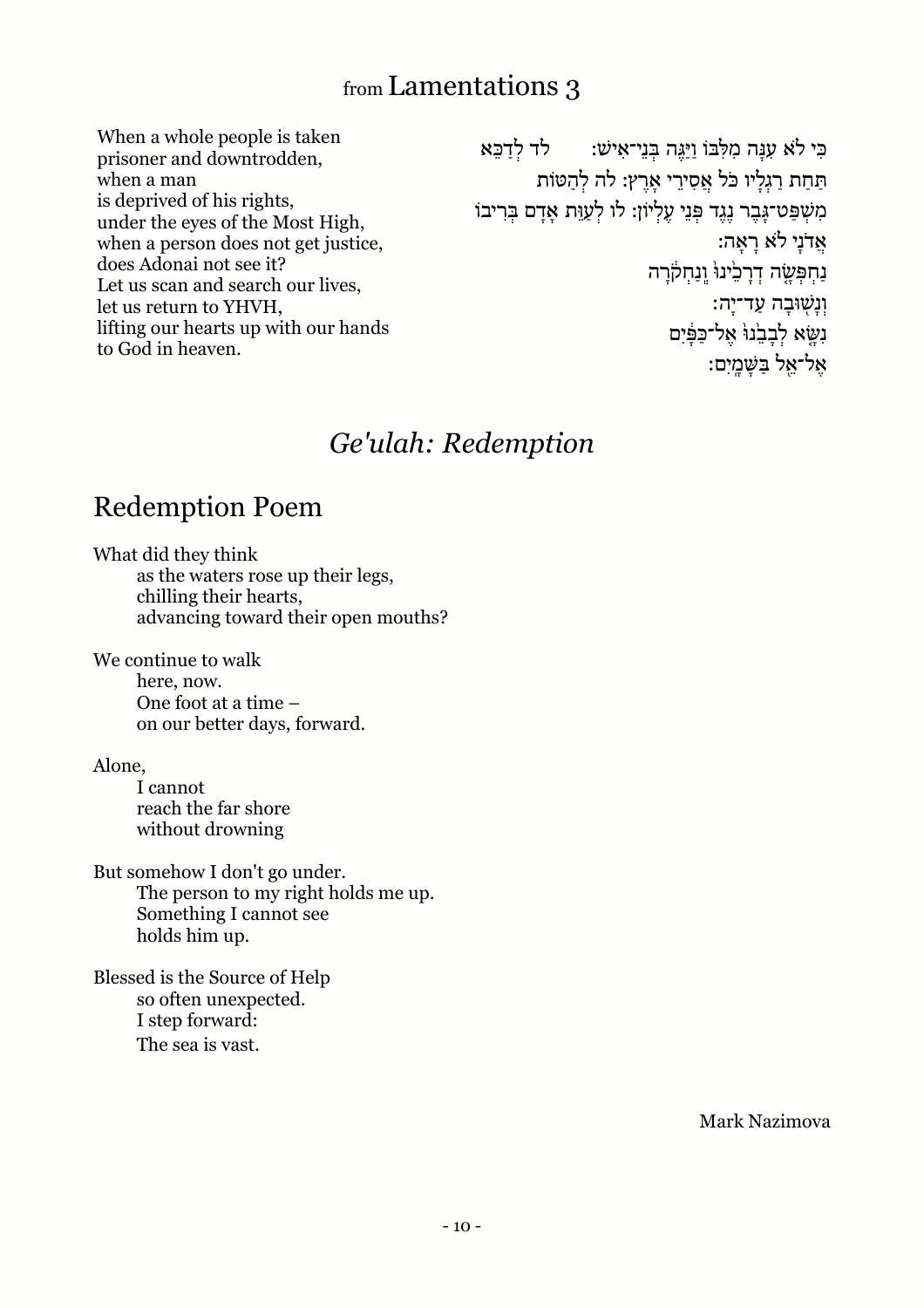## from Lamentations 3

When a whole people is taken prisoner and downtrodden,
when a man
is deprived of his rights,
under the eyes of the Most High,
when a person does not get justice,
does Adonai not see it?
Let us scan and search our lives,
let us return to YHVH,
lifting our hearts up with our hands
to God in heaven.

כִּי לֹא עִנָּה מִלִּבּוֹ וַיַּגֶּה בְּנֵי־אִישׁ: לד לְדַכֵּא
תַּחַת רַגְלָיו כֹּל אֲסִירֵי אָרֶץ: לה לְהַטּוֹת
מִשְׁפַּט־גָּבֶר נֶגֶד פְּנֵי עֶלְיוֹן: לו לְעַוֵּת אָדָם בְּרִיבוֹ
אֲדֹנָי לֹא רָאָה:
נַחְפְּשָׂה דְרָכֵינוּ וְנַחְקֹרָה
וְנָשׁוּבָה עַד־יְהוָה:
נִשָּׂא לְבָבֵנוּ אֶל־כַּפָּיִם
אֶל־אֵל בַּשָּׁמָיִם:

# *Ge'ulah: Redemption*

## Redemption Poem

What did they think
as the waters rose up their legs,
chilling their hearts,
advancing toward their open mouths?

We continue to walk
here, now.
One foot at a time –
on our better days, forward.

Alone,
I cannot
reach the far shore
without drowning

But somehow I don't go under.
The person to my right holds me up.
Something I cannot see
holds him up.

Blessed is the Source of Help
so often unexpected.
I step forward:
The sea is vast.

Mark Nazimova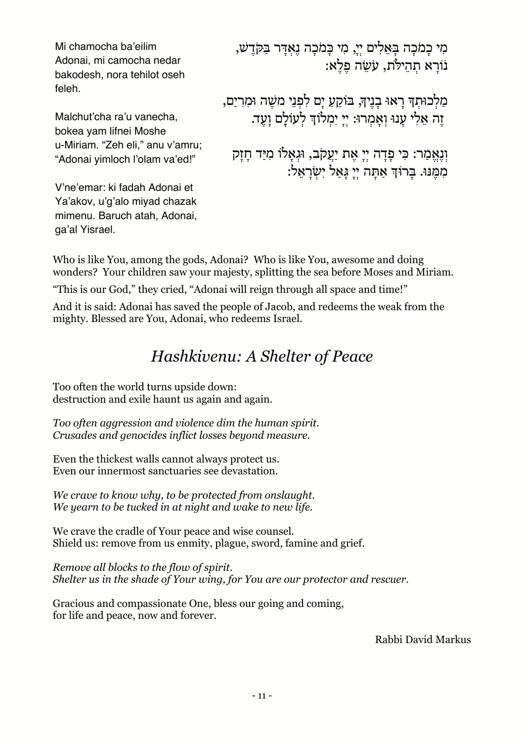Mi chamocha ba'eilim Adonai, mi camocha nedar bakodesh, nora tehilot oseh feleh.

מִי כָמֹכָה בָּאֵלִים יְיָ, מִי כָּמֹכָה נֶאְדָּר בַּקֹּדֶשׁ, נוֹרָא תְהִילֹּת, עֹשֵׂה פֶלֶא:

Malchut'cha ra'u vanecha, bokea yam lifnei Moshe u-Miriam. "Zeh eli," anu v'amru; "Adonai yimloch l'olam va'ed!"

מַלְכוּתְךָ רָאוּ בָנֶיךָ, בּוֹקֵעַ יָם לִפְנֵי מֹשֶׁה וּמִרְיָם, זֶה אֵלִי עָנוּ וְאָמְרוּ: יְיָ יִמְלוֹךְ לְעוֹלָם וָעֶד.

V'ne'emar: ki fadah Adonai et Ya'akov, u'g'alo miyad chazak mimenu. Baruch atah, Adonai, ga'al Yisrael.

וְנֶאֱמַר: כִּי פָדָה יְיָ אֶת יַעֲקֹב, וּגְאָלוֹ מִיַּד חָזָק מִמֶּנּוּ. בָּרוּךְ אַתָּה יְיָ גָּאַל יִשְׂרָאֵל:

Who is like You, among the gods, Adonai? Who is like You, awesome and doing wonders? Your children saw your majesty, splitting the sea before Moses and Miriam.

"This is our God," they cried, "Adonai will reign through all space and time!"

And it is said: Adonai has saved the people of Jacob, and redeems the weak from the mighty. Blessed are You, Adonai, who redeems Israel.

# *Hashkivenu: A Shelter of Peace*

Too often the world turns upside down:
destruction and exile haunt us again and again.

*Too often aggression and violence dim the human spirit.*
*Crusades and genocides inflict losses beyond measure.*

Even the thickest walls cannot always protect us.
Even our innermost sanctuaries see devastation.

*We crave to know why, to be protected from onslaught.*
*We yearn to be tucked in at night and wake to new life.*

We crave the cradle of Your peace and wise counsel.
Shield us: remove from us enmity, plague, sword, famine and grief.

*Remove all blocks to the flow of spirit.*
*Shelter us in the shade of Your wing, for You are our protector and rescuer.*

Gracious and compassionate One, bless our going and coming,
for life and peace, now and forever.

Rabbi David Markus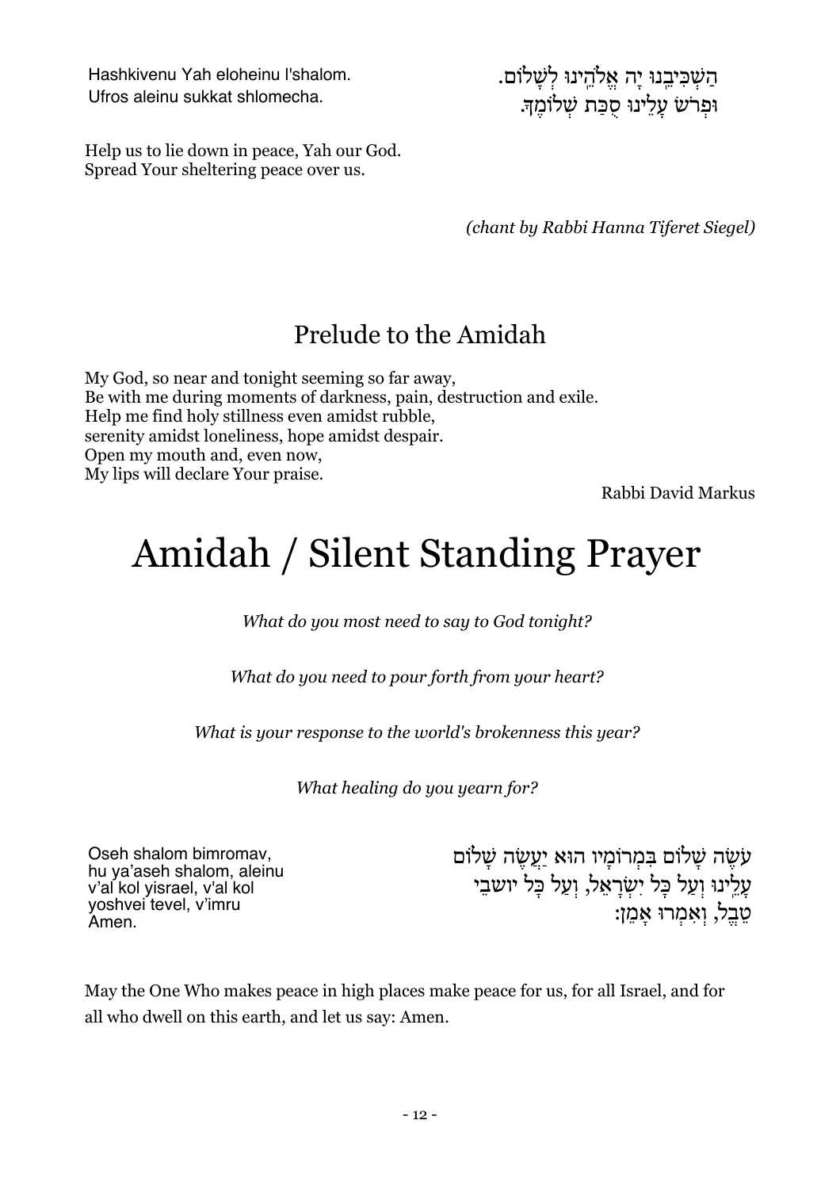Hashkivenu Yah eloheinu l'shalom.
Ufros aleinu sukkat shlomecha.

הַשְׁכִּיבֵנוּ יָהּ אֱלֹהֵינוּ לְשָׁלוֹם.
וּפְרֹשׂ עָלֵינוּ סֻכַּת שְׁלוֹמֶךָ.

Help us to lie down in peace, Yah our God.
Spread Your sheltering peace over us.

*(chant by Rabbi Hanna Tiferet Siegel)*

## Prelude to the Amidah

My God, so near and tonight seeming so far away,
Be with me during moments of darkness, pain, destruction and exile.
Help me find holy stillness even amidst rubble,
serenity amidst loneliness, hope amidst despair.
Open my mouth and, even now,
My lips will declare Your praise.

Rabbi David Markus

# Amidah / Silent Standing Prayer

*What do you most need to say to God tonight?*

*What do you need to pour forth from your heart?*

*What is your response to the world's brokenness this year?*

*What healing do you yearn for?*

Oseh shalom bimromav,
hu ya'aseh shalom, aleinu
v'al kol yisrael, v'al kol
yoshvei tevel, v'imru
Amen.

עֹשֶׂה שָׁלוֹם בִּמְרוֹמָיו הוּא יַעֲשֶׂה שָׁלוֹם
עָלֵינוּ וְעַל כָּל יִשְׂרָאֵל, וְעַל כָּל יושבֵי
תֵבֵל, וְאִמְרוּ אָמֵן:

May the One Who makes peace in high places make peace for us, for all Israel, and for all who dwell on this earth, and let us say: Amen.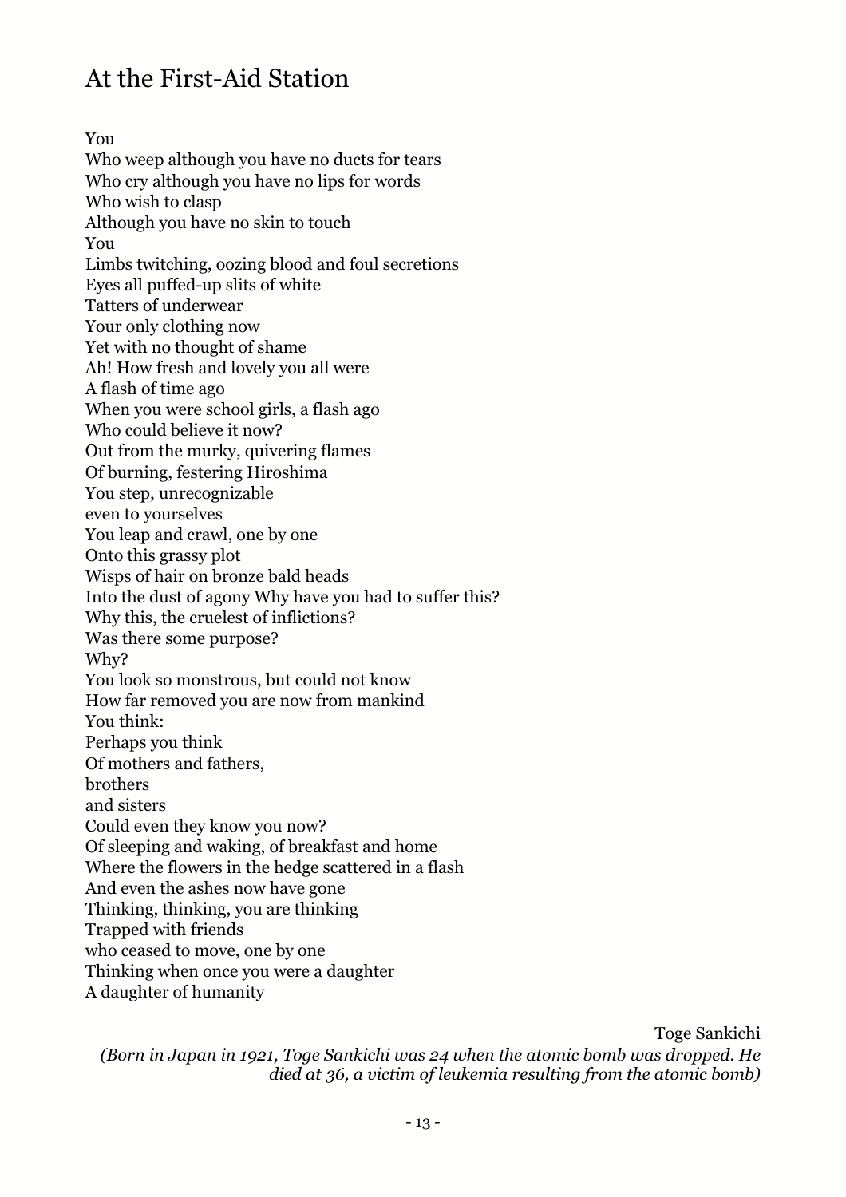# At the First-Aid Station

You  
Who weep although you have no ducts for tears  
Who cry although you have no lips for words  
Who wish to clasp  
Although you have no skin to touch  
You  
Limbs twitching, oozing blood and foul secretions  
Eyes all puffed-up slits of white  
Tatters of underwear  
Your only clothing now  
Yet with no thought of shame  
Ah! How fresh and lovely you all were  
A flash of time ago  
When you were school girls, a flash ago  
Who could believe it now?  
Out from the murky, quivering flames  
Of burning, festering Hiroshima  
You step, unrecognizable  
even to yourselves  
You leap and crawl, one by one  
Onto this grassy plot  
Wisps of hair on bronze bald heads  
Into the dust of agony Why have you had to suffer this?  
Why this, the cruelest of inflictions?  
Was there some purpose?  
Why?  
You look so monstrous, but could not know  
How far removed you are now from mankind  
You think:  
Perhaps you think  
Of mothers and fathers,  
brothers  
and sisters  
Could even they know you now?  
Of sleeping and waking, of breakfast and home  
Where the flowers in the hedge scattered in a flash  
And even the ashes now have gone  
Thinking, thinking, you are thinking  
Trapped with friends  
who ceased to move, one by one  
Thinking when once you were a daughter  
A daughter of humanity

Toge Sankichi  
*(Born in Japan in 1921, Toge Sankichi was 24 when the atomic bomb was dropped. He died at 36, a victim of leukemia resulting from the atomic bomb)*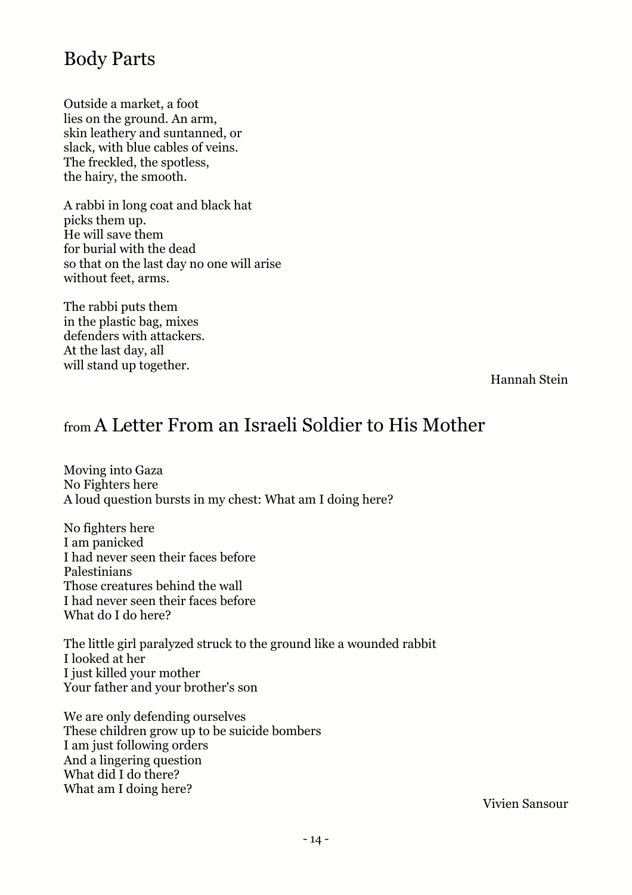## Body Parts

Outside a market, a foot  
lies on the ground. An arm,  
skin leathery and suntanned, or  
slack, with blue cables of veins.  
The freckled, the spotless,  
the hairy, the smooth.

A rabbi in long coat and black hat  
picks them up.  
He will save them  
for burial with the dead  
so that on the last day no one will arise  
without feet, arms.

The rabbi puts them  
in the plastic bag, mixes  
defenders with attackers.  
At the last day, all  
will stand up together.

Hannah Stein

## from A Letter From an Israeli Soldier to His Mother

Moving into Gaza  
No Fighters here  
A loud question bursts in my chest: What am I doing here?

No fighters here  
I am panicked  
I had never seen their faces before  
Palestinians  
Those creatures behind the wall  
I had never seen their faces before  
What do I do here?

The little girl paralyzed struck to the ground like a wounded rabbit  
I looked at her  
I just killed your mother  
Your father and your brother's son

We are only defending ourselves  
These children grow up to be suicide bombers  
I am just following orders  
And a lingering question  
What did I do there?  
What am I doing here?

Vivien Sansour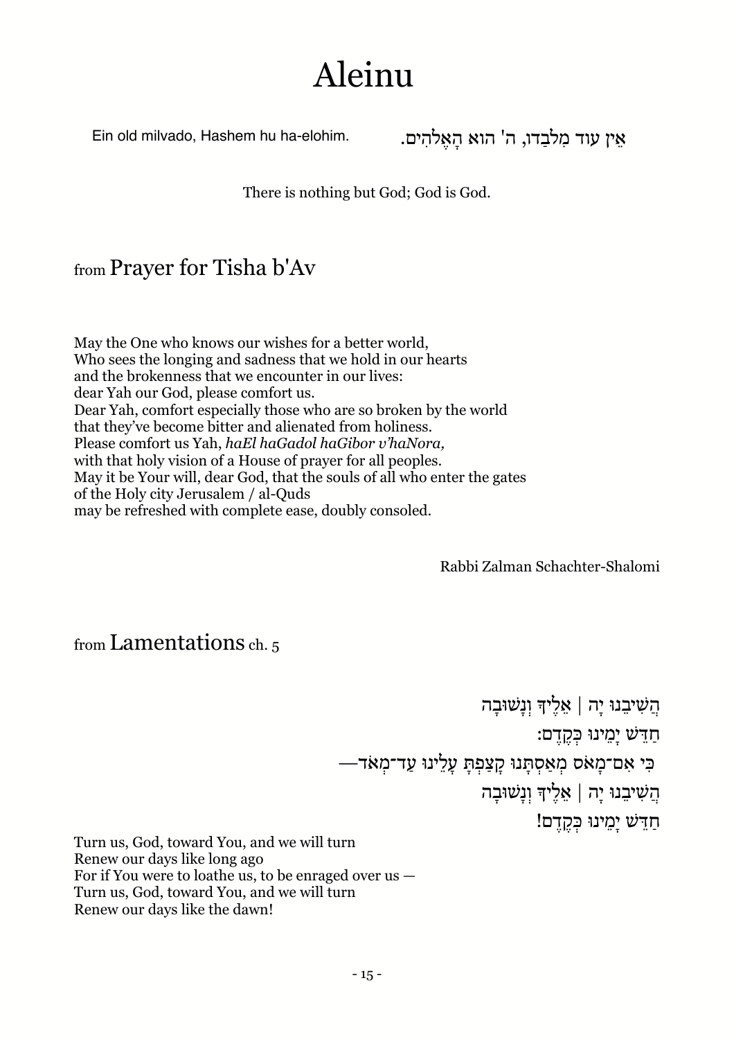# Aleinu

Ein old milvado, Hashem hu ha-elohim.

אֵין עוד מִלְּבַדּוֹ, ה' הוּא הָאֱלֹהִים.

There is nothing but God; God is God.

## from Prayer for Tisha b'Av

May the One who knows our wishes for a better world,
Who sees the longing and sadness that we hold in our hearts
and the brokenness that we encounter in our lives:
dear Yah our God, please comfort us.
Dear Yah, comfort especially those who are so broken by the world
that they've become bitter and alienated from holiness.
Please comfort us Yah, *haEl haGadol haGibor v'haNora,*
with that holy vision of a House of prayer for all peoples.
May it be Your will, dear God, that the souls of all who enter the gates
of the Holy city Jerusalem / al-Quds
may be refreshed with complete ease, doubly consoled.

Rabbi Zalman Schachter-Shalomi

## from Lamentations ch. 5

הֲשִׁיבֵנוּ יָה | אֵלֶיךָ וְנָשׁוּבָה
חַדֵּשׁ יָמֵינוּ כְּקֶדֶם:
כִּי אִם־מָאֹס מְאַסְתָּנוּ קָצַפְתָּ עָלֵינוּ עַד־מְאֹד—
הֲשִׁיבֵנוּ יָה | אֵלֶיךָ וְנָשׁוּבָה
חַדֵּשׁ יָמֵינוּ כְּקֶדֶם!

Turn us, God, toward You, and we will turn
Renew our days like long ago
For if You were to loathe us, to be enraged over us —
Turn us, God, toward You, and we will turn
Renew our days like the dawn!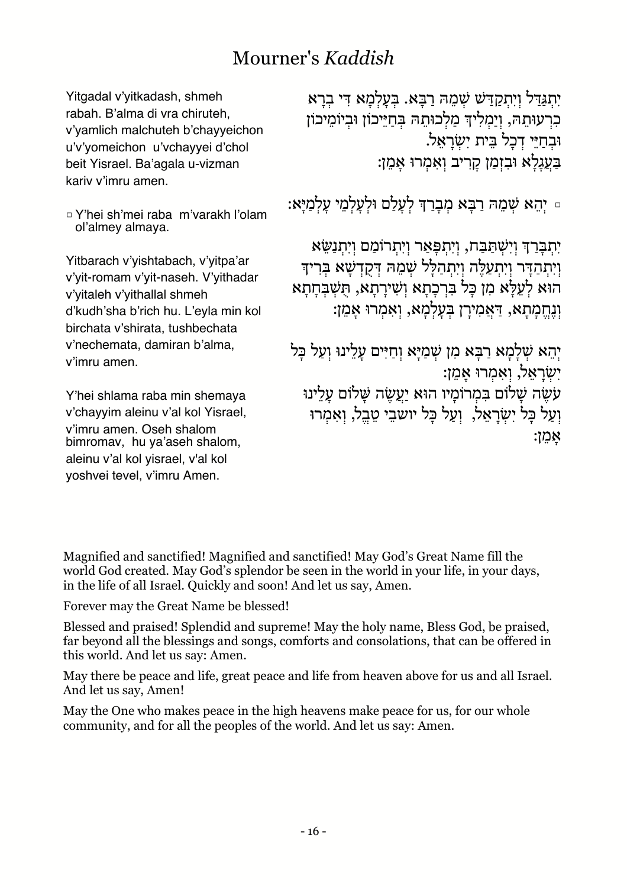# Mourner's *Kaddish*

יִתְגַּדַּל וְיִתְקַדַּשׁ שְׁמֵהּ רַבָּא. בְּעָלְמָא דִּי בְרָא כִרְעוּתֵהּ, וְיַמְלִיךְ מַלְכוּתֵהּ בְּחַיֵּיכוֹן וּבְיוֹמֵיכוֹן וּבְחַיֵּי דְכָל בֵּית יִשְׂרָאֵל. בַּעֲגָלָא וּבִזְמַן קָרִיב וְאִמְרוּ אָמֵן:

▫ יְהֵא שְׁמֵהּ רַבָּא מְבָרַךְ לְעָלַם וּלְעָלְמֵי עָלְמַיָּא:

יִתְבָּרַךְ וְיִשְׁתַּבַּח, וְיִתְפָּאַר וְיִתְרוֹמַם וְיִתְנַשֵּׂא וְיִתְהַדָּר וְיִתְעַלֶּה וְיִתְהַלָּל שְׁמֵהּ דְּקֻדְשָׁא בְּרִיךְ הוּא לְעֵלָּא מִן כָּל בִּרְכָתָא וְשִׁירָתָא, תֻּשְׁבְּחָתָא וְנֶחֱמָתָא, דַּאֲמִירָן בְּעָלְמָא, וְאִמְרוּ אָמֵן:

יְהֵא שְׁלָמָא רַבָּא מִן שְׁמַיָּא וְחַיִּים עָלֵינוּ וְעַל כָּל יִשְׂרָאֵל, וְאִמְרוּ אָמֵן:
עֹשֶׂה שָׁלוֹם בִּמְרוֹמָיו הוּא יַעֲשֶׂה שָׁלוֹם עָלֵינוּ וְעַל כָּל יִשְׂרָאֵל, וְעַל כָּל יושבֵי טֵבֵל, וְאִמְרוּ אָמֵן:

Yitgadal v'yitkadash, shmeh rabah. B'alma di vra chiruteh, v'yamlich malchuteh b'chayyeichon u'v'yomeichon u'vchayyei d'chol beit Yisrael. Ba'agala u-vizman kariv v'imru amen.

▫ Y'hei sh'mei raba m'varakh l'olam ol'almey almaya.

Yitbarach v'yishtabach, v'yitpa'ar v'yit-romam v'yit-naseh. V'yithadar v'yitaleh v'yithallal shmeh d'kudh'sha b'rich hu. L'eyla min kol birchata v'shirata, tushbechata v'nechemata, damiran b'alma, v'imru amen.

Y'hei shlama raba min shemaya v'chayyim aleinu v'al kol Yisrael, v'imru amen. Oseh shalom bimromav, hu ya'aseh shalom, aleinu v'al kol yisrael, v'al kol yoshvei tevel, v'imru Amen.

Magnified and sanctified! Magnified and sanctified! May God's Great Name fill the world God created. May God's splendor be seen in the world in your life, in your days, in the life of all Israel. Quickly and soon! And let us say, Amen.

Forever may the Great Name be blessed!

Blessed and praised! Splendid and supreme! May the holy name, Bless God, be praised, far beyond all the blessings and songs, comforts and consolations, that can be offered in this world. And let us say: Amen.

May there be peace and life, great peace and life from heaven above for us and all Israel. And let us say, Amen!

May the One who makes peace in the high heavens make peace for us, for our whole community, and for all the peoples of the world. And let us say: Amen.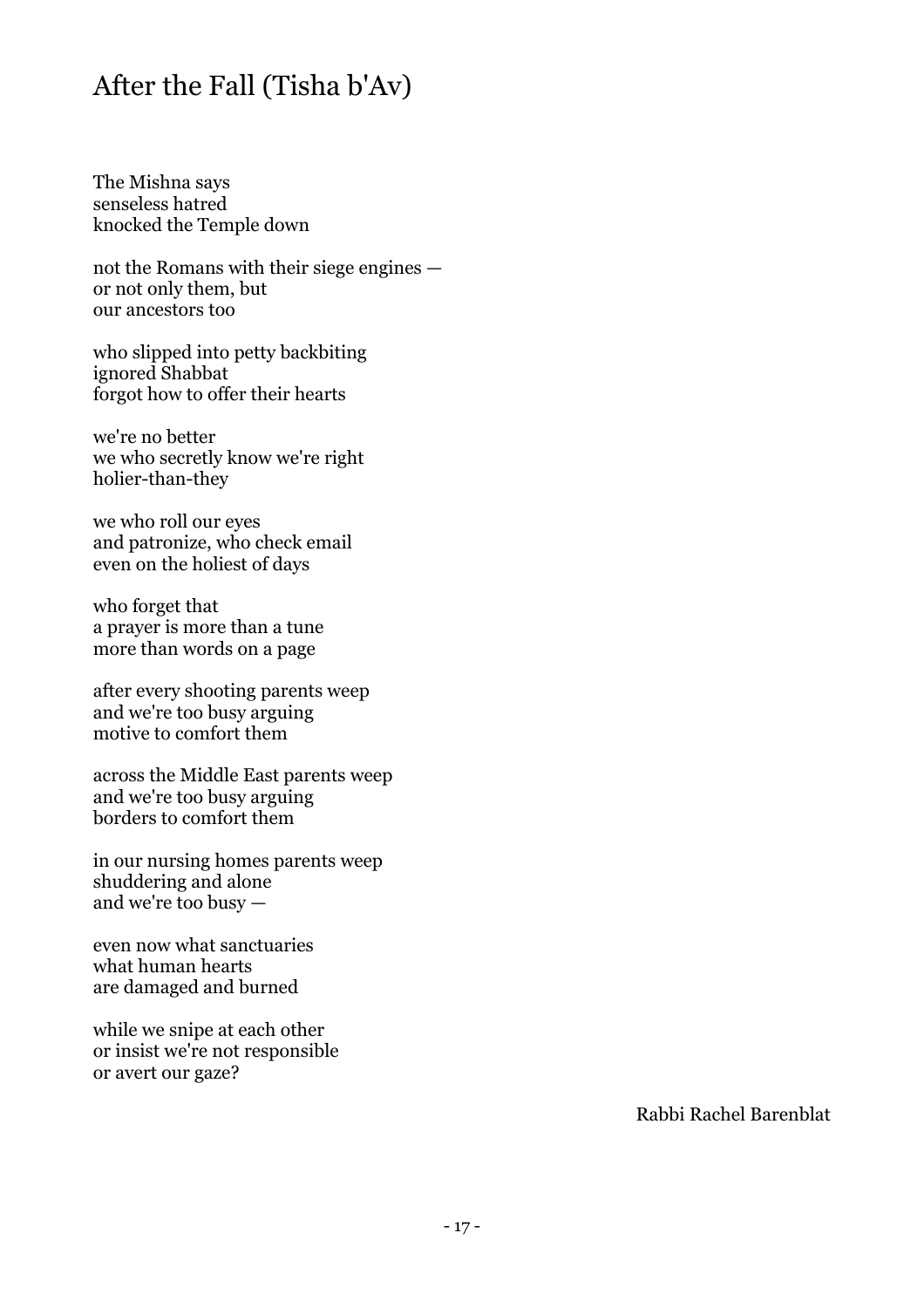# After the Fall (Tisha b'Av)

The Mishna says
senseless hatred
knocked the Temple down

not the Romans with their siege engines —
or not only them, but
our ancestors too

who slipped into petty backbiting
ignored Shabbat
forgot how to offer their hearts

we're no better
we who secretly know we're right
holier-than-they

we who roll our eyes
and patronize, who check email
even on the holiest of days

who forget that
a prayer is more than a tune
more than words on a page

after every shooting parents weep
and we're too busy arguing
motive to comfort them

across the Middle East parents weep
and we're too busy arguing
borders to comfort them

in our nursing homes parents weep
shuddering and alone
and we're too busy —

even now what sanctuaries
what human hearts
are damaged and burned

while we snipe at each other
or insist we're not responsible
or avert our gaze?

Rabbi Rachel Barenblat